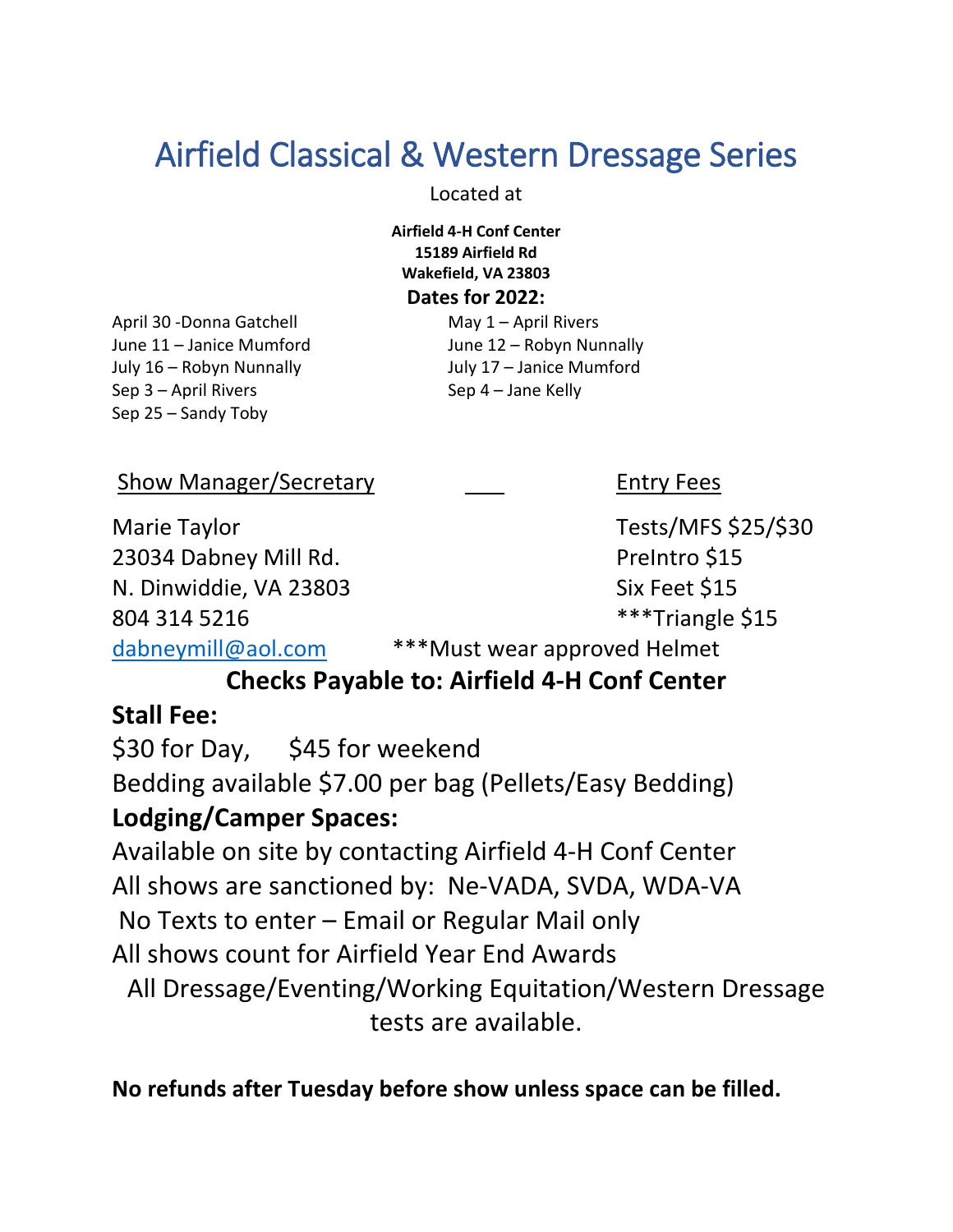# Airfield Classical & Western Dressage Series

Located at

**Airfield 4-H Conf Center**
**15189 Airfield Rd**
**Wakefield, VA 23803**

**Dates for 2022:**

April 30 -Donna Gatchell
May 1 – April Rivers
June 11 – Janice Mumford
June 12 – Robyn Nunnally
July 16 – Robyn Nunnally
July 17 – Janice Mumford
Sep 3 – April Rivers
Sep 4 – Jane Kelly
Sep 25 – Sandy Toby

<u>Show Manager/Secretary</u>

Marie Taylor
23034 Dabney Mill Rd.
N. Dinwiddie, VA 23803
804 314 5216
dabneymill@aol.com

<u>Entry Fees</u>

Tests/MFS $25/$30
PreIntro $15
Six Feet $15
***Triangle $15

***Must wear approved Helmet

**Checks Payable to: Airfield 4-H Conf Center**

**Stall Fee:**

$30 for Day, $45 for weekend

Bedding available $7.00 per bag (Pellets/Easy Bedding)

**Lodging/Camper Spaces:**

Available on site by contacting Airfield 4-H Conf Center

All shows are sanctioned by: Ne-VADA, SVDA, WDA-VA

No Texts to enter – Email or Regular Mail only

All shows count for Airfield Year End Awards

All Dressage/Eventing/Working Equitation/Western Dressage tests are available.

**No refunds after Tuesday before show unless space can be filled.**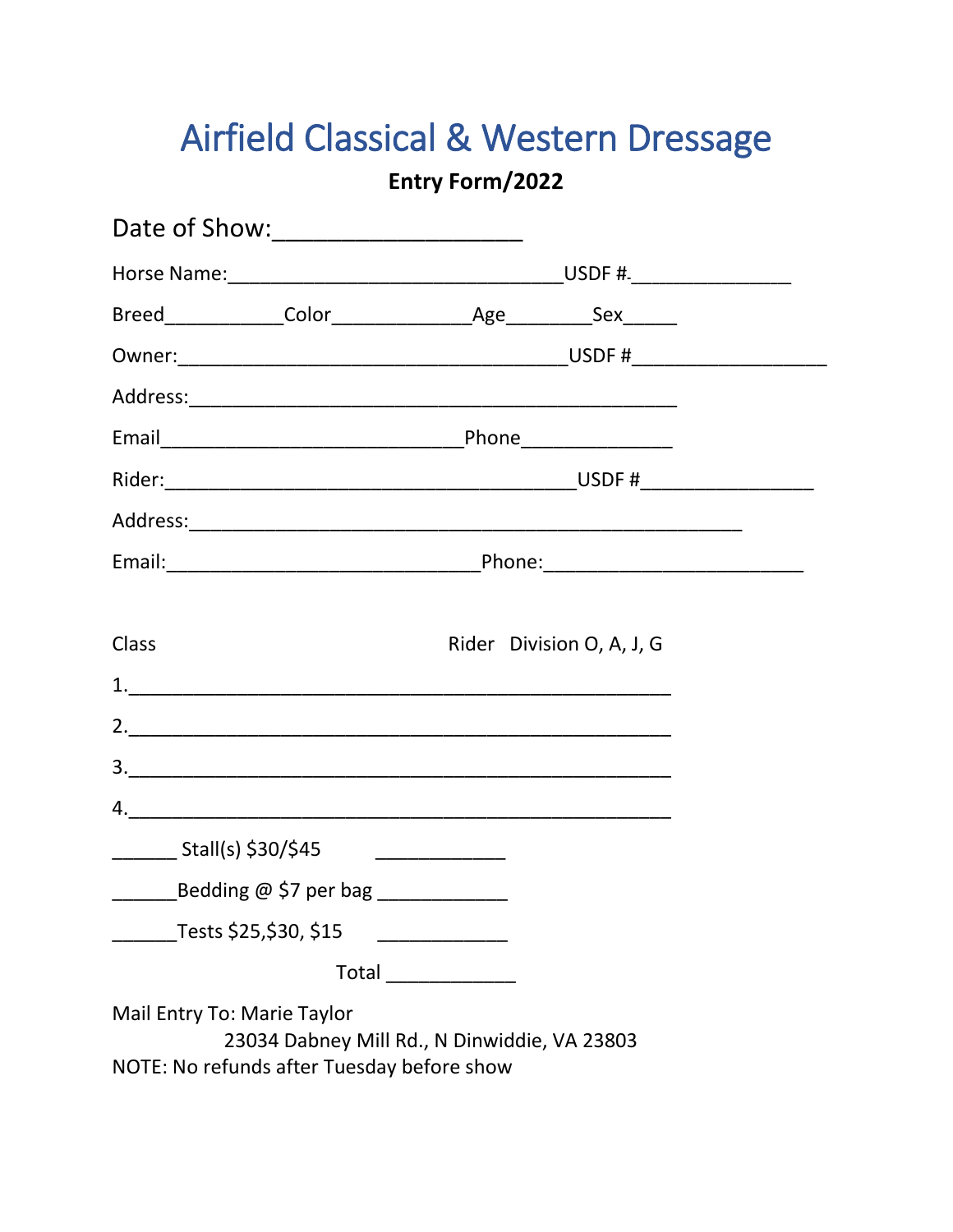# Airfield Classical & Western Dressage

**Entry Form/2022**

Date of Show:___________________

Horse Name:________________________________USDF #_______________

Breed___________Color_____________Age________Sex_____

Owner:_____________________________________USDF #___________________

Address:______________________________________________

Email____________________________Phone______________

Rider:________________________________________USDF #_________________

Address:____________________________________________________

Email:_____________________________Phone:________________________

Class Rider Division O, A, J, G

1.___________________________________________________

2.___________________________________________________

3.___________________________________________________

4.___________________________________________________

______ Stall(s) $30/$45 ____________

______Bedding @ $7 per bag ____________

______Tests $25,$30, $15 ____________

Total ____________

Mail Entry To: Marie Taylor

23034 Dabney Mill Rd., N Dinwiddie, VA 23803

NOTE: No refunds after Tuesday before show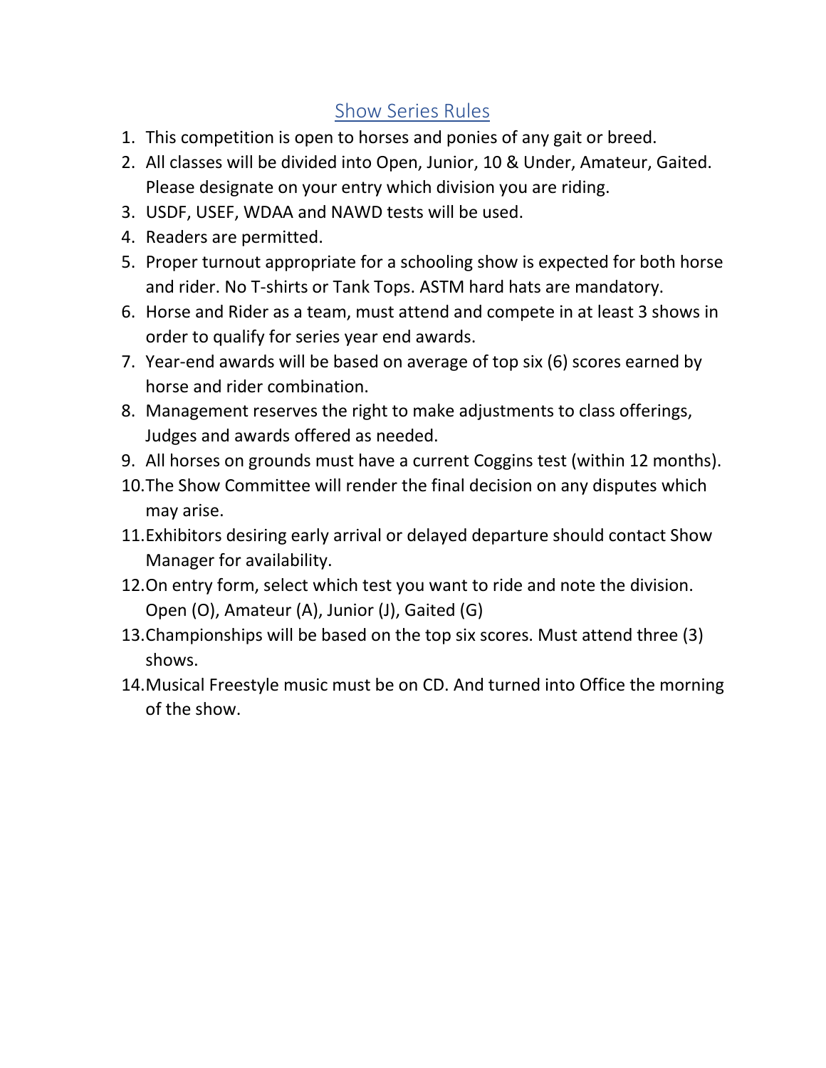## Show Series Rules

1. This competition is open to horses and ponies of any gait or breed.
2. All classes will be divided into Open, Junior, 10 & Under, Amateur, Gaited. Please designate on your entry which division you are riding.
3. USDF, USEF, WDAA and NAWD tests will be used.
4. Readers are permitted.
5. Proper turnout appropriate for a schooling show is expected for both horse and rider. No T-shirts or Tank Tops. ASTM hard hats are mandatory.
6. Horse and Rider as a team, must attend and compete in at least 3 shows in order to qualify for series year end awards.
7. Year-end awards will be based on average of top six (6) scores earned by horse and rider combination.
8. Management reserves the right to make adjustments to class offerings, Judges and awards offered as needed.
9. All horses on grounds must have a current Coggins test (within 12 months).
10. The Show Committee will render the final decision on any disputes which may arise.
11. Exhibitors desiring early arrival or delayed departure should contact Show Manager for availability.
12. On entry form, select which test you want to ride and note the division. Open (O), Amateur (A), Junior (J), Gaited (G)
13. Championships will be based on the top six scores. Must attend three (3) shows.
14. Musical Freestyle music must be on CD. And turned into Office the morning of the show.